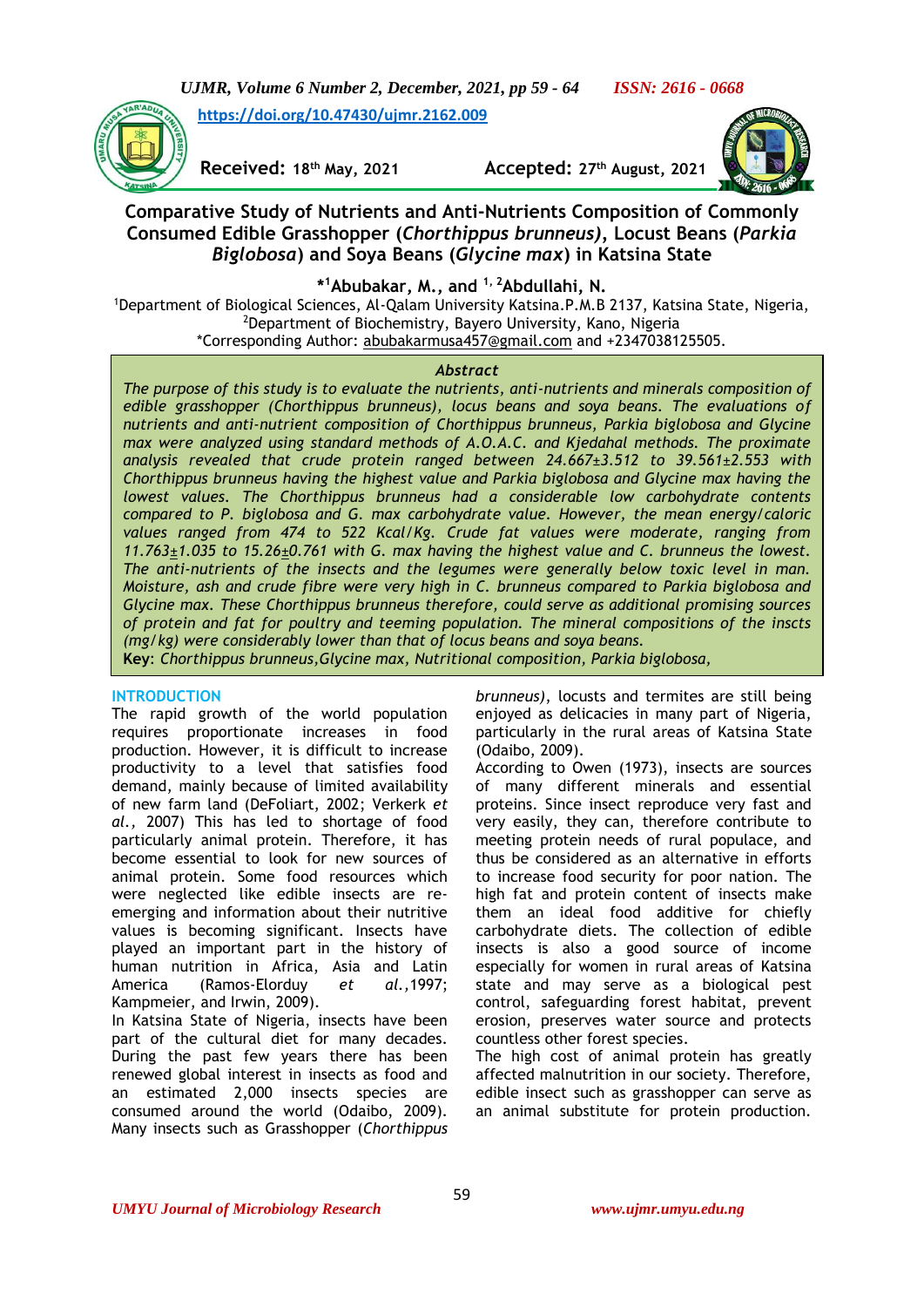https://doi.org/10.47430/ujmr.2162.009

**Received:** 18th May, 2021 **Accepted:** 27th August, 2021

# Comparative Study of Nutrients and Anti-Nutrients Composition of Commonly Consumed Edible Grasshopper (*Chorthippus brunneus)*, Locust Beans (*Parkia Biglobosa*) and Soya Beans (*Glycine max*) in Katsina State

**\*[1]Abubakar, M., and [1,2]Abdullahi, N.**

[1]Department of Biological Sciences, Al-Qalam University Katsina.P.M.B 2137, Katsina State, Nigeria,
[2]Department of Biochemistry, Bayero University, Kano, Nigeria
\*Corresponding Author: abubakarmusa457@gmail.com and +2347038125505.

### *Abstract*

*The purpose of this study is to evaluate the nutrients, anti-nutrients and minerals composition of edible grasshopper (Chorthippus brunneus), locus beans and soya beans. The evaluations of nutrients and anti-nutrient composition of Chorthippus brunneus, Parkia biglobosa and Glycine max were analyzed using standard methods of A.O.A.C. and Kjedahal methods. The proximate analysis revealed that crude protein ranged between 24.667±3.512 to 39.561±2.553 with Chorthippus brunneus having the highest value and Parkia biglobosa and Glycine max having the lowest values. The Chorthippus brunneus had a considerable low carbohydrate contents compared to P. biglobosa and G. max carbohydrate value. However, the mean energy/caloric values ranged from 474 to 522 Kcal/Kg. Crude fat values were moderate, ranging from 11.763±1.035 to 15.26±0.761 with G. max having the highest value and C. brunneus the lowest. The anti-nutrients of the insects and the legumes were generally below toxic level in man. Moisture, ash and crude fibre were very high in C. brunneus compared to Parkia biglobosa and Glycine max. These Chorthippus brunneus therefore, could serve as additional promising sources of protein and fat for poultry and teeming population. The mineral compositions of the inscts (mg/kg) were considerably lower than that of locus beans and soya beans.*

**Key**: *Chorthippus brunneus,Glycine max, Nutritional composition, Parkia biglobosa,*

## INTRODUCTION

The rapid growth of the world population requires proportionate increases in food production. However, it is difficult to increase productivity to a level that satisfies food demand, mainly because of limited availability of new farm land (DeFoliart, 2002; Verkerk *et al.*, 2007) This has led to shortage of food particularly animal protein. Therefore, it has become essential to look for new sources of animal protein. Some food resources which were neglected like edible insects are re-emerging and information about their nutritive values is becoming significant. Insects have played an important part in the history of human nutrition in Africa, Asia and Latin America (Ramos-Elorduy *et al.*,1997; Kampmeier, and Irwin, 2009).

In Katsina State of Nigeria, insects have been part of the cultural diet for many decades. During the past few years there has been renewed global interest in insects as food and an estimated 2,000 insects species are consumed around the world (Odaibo, 2009). Many insects such as Grasshopper (*Chorthippus brunneus*), locusts and termites are still being enjoyed as delicacies in many part of Nigeria, particularly in the rural areas of Katsina State (Odaibo, 2009).

According to Owen (1973), insects are sources of many different minerals and essential proteins. Since insect reproduce very fast and very easily, they can, therefore contribute to meeting protein needs of rural populace, and thus be considered as an alternative in efforts to increase food security for poor nation. The high fat and protein content of insects make them an ideal food additive for chiefly carbohydrate diets. The collection of edible insects is also a good source of income especially for women in rural areas of Katsina state and may serve as a biological pest control, safeguarding forest habitat, prevent erosion, preserves water source and protects countless other forest species.

The high cost of animal protein has greatly affected malnutrition in our society. Therefore, edible insect such as grasshopper can serve as an animal substitute for protein production.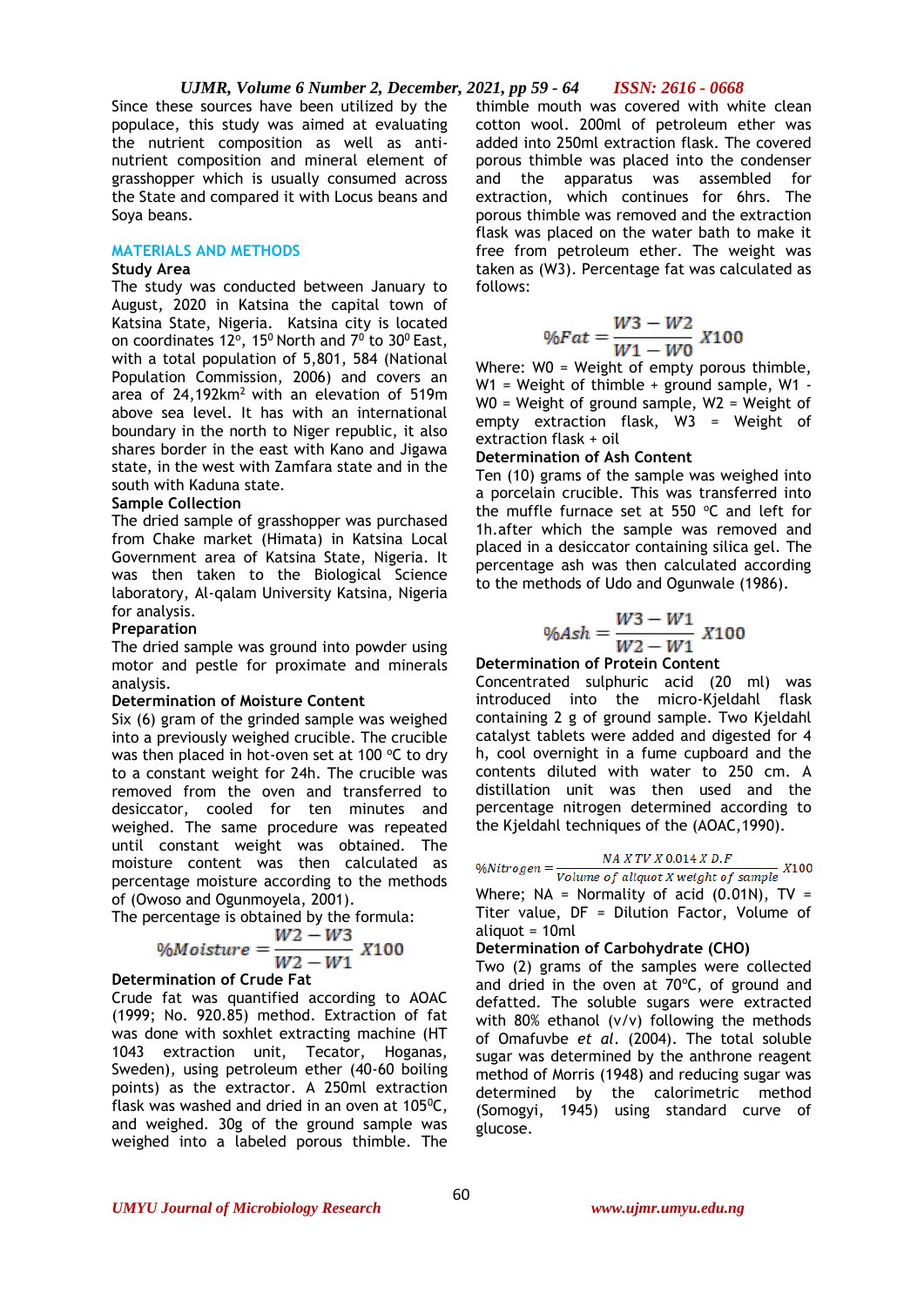Since these sources have been utilized by the populace, this study was aimed at evaluating the nutrient composition as well as anti-nutrient composition and mineral element of grasshopper which is usually consumed across the State and compared it with Locus beans and Soya beans.

## MATERIALS AND METHODS

### Study Area

The study was conducted between January to August, 2020 in Katsina the capital town of Katsina State, Nigeria. Katsina city is located on coordinates 12°, $15^0$ North and $7^0$ to $30^0$ East, with a total population of 5,801, 584 (National Population Commission, 2006) and covers an area of 24,192km$^2$ with an elevation of 519m above sea level. It has with an international boundary in the north to Niger republic, it also shares border in the east with Kano and Jigawa state, in the west with Zamfara state and in the south with Kaduna state.

### Sample Collection

The dried sample of grasshopper was purchased from Chake market (Himata) in Katsina Local Government area of Katsina State, Nigeria. It was then taken to the Biological Science laboratory, Al-qalam University Katsina, Nigeria for analysis.

### Preparation

The dried sample was ground into powder using motor and pestle for proximate and minerals analysis.

### Determination of Moisture Content

Six (6) gram of the grinded sample was weighed into a previously weighed crucible. The crucible was then placed in hot-oven set at 100 °C to dry to a constant weight for 24h. The crucible was removed from the oven and transferred to desiccator, cooled for ten minutes and weighed. The same procedure was repeated until constant weight was obtained. The moisture content was then calculated as percentage moisture according to the methods of (Owoso and Ogunmoyela, 2001).

The percentage is obtained by the formula:

$$\%Moisture = \frac{W2 - W3}{W2 - W1} X100$$

### Determination of Crude Fat

Crude fat was quantified according to AOAC (1999; No. 920.85) method. Extraction of fat was done with soxhlet extracting machine (HT 1043 extraction unit, Tecator, Hoganas, Sweden), using petroleum ether (40-60 boiling points) as the extractor. A 250ml extraction flask was washed and dried in an oven at 105$^0$C, and weighed. 30g of the ground sample was weighed into a labeled porous thimble. The thimble mouth was covered with white clean cotton wool. 200ml of petroleum ether was added into 250ml extraction flask. The covered porous thimble was placed into the condenser and the apparatus was assembled for extraction, which continues for 6hrs. The porous thimble was removed and the extraction flask was placed on the water bath to make it free from petroleum ether. The weight was taken as (W3). Percentage fat was calculated as follows:

$$\%Fat = \frac{W3 - W2}{W1 - W0} X100$$

Where: W0 = Weight of empty porous thimble, W1 = Weight of thimble + ground sample, W1 - W0 = Weight of ground sample, W2 = Weight of empty extraction flask, W3 = Weight of extraction flask + oil

### Determination of Ash Content

Ten (10) grams of the sample was weighed into a porcelain crucible. This was transferred into the muffle furnace set at 550 °C and left for 1h.after which the sample was removed and placed in a desiccator containing silica gel. The percentage ash was then calculated according to the methods of Udo and Ogunwale (1986).

$$\%Ash = \frac{W3 - W1}{W2 - W1} X100$$

### Determination of Protein Content

Concentrated sulphuric acid (20 ml) was introduced into the micro-Kjeldahl flask containing 2 g of ground sample. Two Kjeldahl catalyst tablets were added and digested for 4 h, cool overnight in a fume cupboard and the contents diluted with water to 250 cm. A distillation unit was then used and the percentage nitrogen determined according to the Kjeldahl techniques of the (AOAC,1990).

$$\%Nitrogen = \frac{NA\ X\ TV\ X\ 0.014\ X\ D.F}{Volume\ of\ aliquot\ X\ weight\ of\ sample} X100$$

Where; NA = Normality of acid (0.01N), TV = Titer value, DF = Dilution Factor, Volume of aliquot = 10ml

### Determination of Carbohydrate (CHO)

Two (2) grams of the samples were collected and dried in the oven at 70°C, of ground and defatted. The soluble sugars were extracted with 80% ethanol (v/v) following the methods of Omafuvbe *et al*. (2004). The total soluble sugar was determined by the anthrone reagent method of Morris (1948) and reducing sugar was determined by the calorimetric method (Somogyi, 1945) using standard curve of glucose.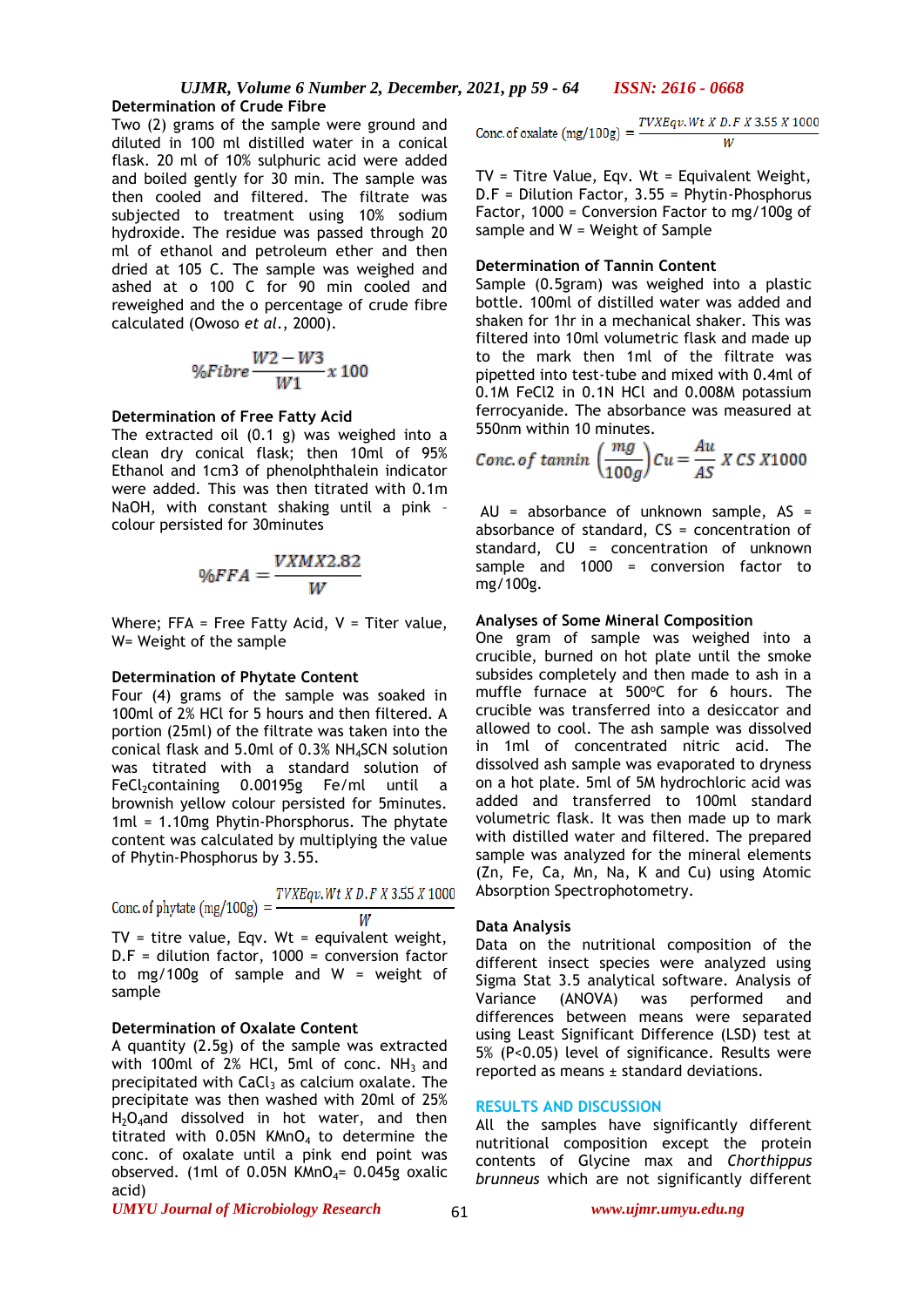**Determination of Crude Fibre**

Two (2) grams of the sample were ground and diluted in 100 ml distilled water in a conical flask. 20 ml of 10% sulphuric acid were added and boiled gently for 30 min. The sample was then cooled and filtered. The filtrate was subjected to treatment using 10% sodium hydroxide. The residue was passed through 20 ml of ethanol and petroleum ether and then dried at 105 C. The sample was weighed and ashed at o 100 C for 90 min cooled and reweighed and the o percentage of crude fibre calculated (Owoso *et al*., 2000).

$$\%Fibre \frac{W2 - W3}{W1} x\, 100$$

**Determination of Free Fatty Acid**

The extracted oil (0.1 g) was weighed into a clean dry conical flask; then 10ml of 95% Ethanol and 1cm3 of phenolphthalein indicator were added. This was then titrated with 0.1m NaOH, with constant shaking until a pink colour persisted for 30minutes

$$\%FFA = \frac{VXMX2.82}{W}$$

Where; FFA = Free Fatty Acid, V = Titer value, W= Weight of the sample

**Determination of Phytate Content**

Four (4) grams of the sample was soaked in 100ml of 2% HCl for 5 hours and then filtered. A portion (25ml) of the filtrate was taken into the conical flask and 5.0ml of 0.3% $NH_4SCN$ solution was titrated with a standard solution of $FeCl_2$containing 0.00195g Fe/ml until a brownish yellow colour persisted for 5minutes. 1ml = 1.10mg Phytin-Phorsphorus. The phytate content was calculated by multiplying the value of Phytin-Phosphorus by 3.55.

$$\text{Conc. of phytate (mg/100g)} = \frac{TVXEqv.Wt\ X\ D.F\ X\ 3.55\ X\ 1000}{W}$$

TV = titre value, Eqv. Wt = equivalent weight, D.F = dilution factor, 1000 = conversion factor to mg/100g of sample and W = weight of sample

**Determination of Oxalate Content**

A quantity (2.5g) of the sample was extracted with 100ml of 2% HCl, 5ml of conc. $NH_3$ and precipitated with $CaCl_3$ as calcium oxalate. The precipitate was then washed with 20ml of 25% $H_2O_4$and dissolved in hot water, and then titrated with 0.05N $KMnO_4$ to determine the conc. of oxalate until a pink end point was observed. (1ml of 0.05N $KMnO_4$= 0.045g oxalic acid)

$$\text{Conc. of oxalate (mg/100g)} = \frac{TVXEqv.Wt\ X\ D.F\ X\ 3.55\ X\ 1000}{W}$$

TV = Titre Value, Eqv. Wt = Equivalent Weight, D.F = Dilution Factor, 3.55 = Phytin-Phosphorus Factor, 1000 = Conversion Factor to mg/100g of sample and W = Weight of Sample

**Determination of Tannin Content**

Sample (0.5gram) was weighed into a plastic bottle. 100ml of distilled water was added and shaken for 1hr in a mechanical shaker. This was filtered into 10ml volumetric flask and made up to the mark then 1ml of the filtrate was pipetted into test-tube and mixed with 0.4ml of 0.1M FeCl2 in 0.1N HCl and 0.008M potassium ferrocyanide. The absorbance was measured at 550nm within 10 minutes.

$$Conc.\, of\ tannin \left(\frac{mg}{100g}\right) Cu = \frac{Au}{AS}\ X\ CS\ X1000$$

AU = absorbance of unknown sample, AS = absorbance of standard, CS = concentration of standard, CU = concentration of unknown sample and 1000 = conversion factor to mg/100g.

**Analyses of Some Mineral Composition**

One gram of sample was weighed into a crucible, burned on hot plate until the smoke subsides completely and then made to ash in a muffle furnace at 500°C for 6 hours. The crucible was transferred into a desiccator and allowed to cool. The ash sample was dissolved in 1ml of concentrated nitric acid. The dissolved ash sample was evaporated to dryness on a hot plate. 5ml of 5M hydrochloric acid was added and transferred to 100ml standard volumetric flask. It was then made up to mark with distilled water and filtered. The prepared sample was analyzed for the mineral elements (Zn, Fe, Ca, Mn, Na, K and Cu) using Atomic Absorption Spectrophotometry.

**Data Analysis**

Data on the nutritional composition of the different insect species were analyzed using Sigma Stat 3.5 analytical software. Analysis of Variance (ANOVA) was performed and differences between means were separated using Least Significant Difference (LSD) test at 5% ($P<0.05$) level of significance. Results were reported as means ± standard deviations.

## RESULTS AND DISCUSSION

All the samples have significantly different nutritional composition except the protein contents of Glycine max and *Chorthippus brunneus* which are not significantly different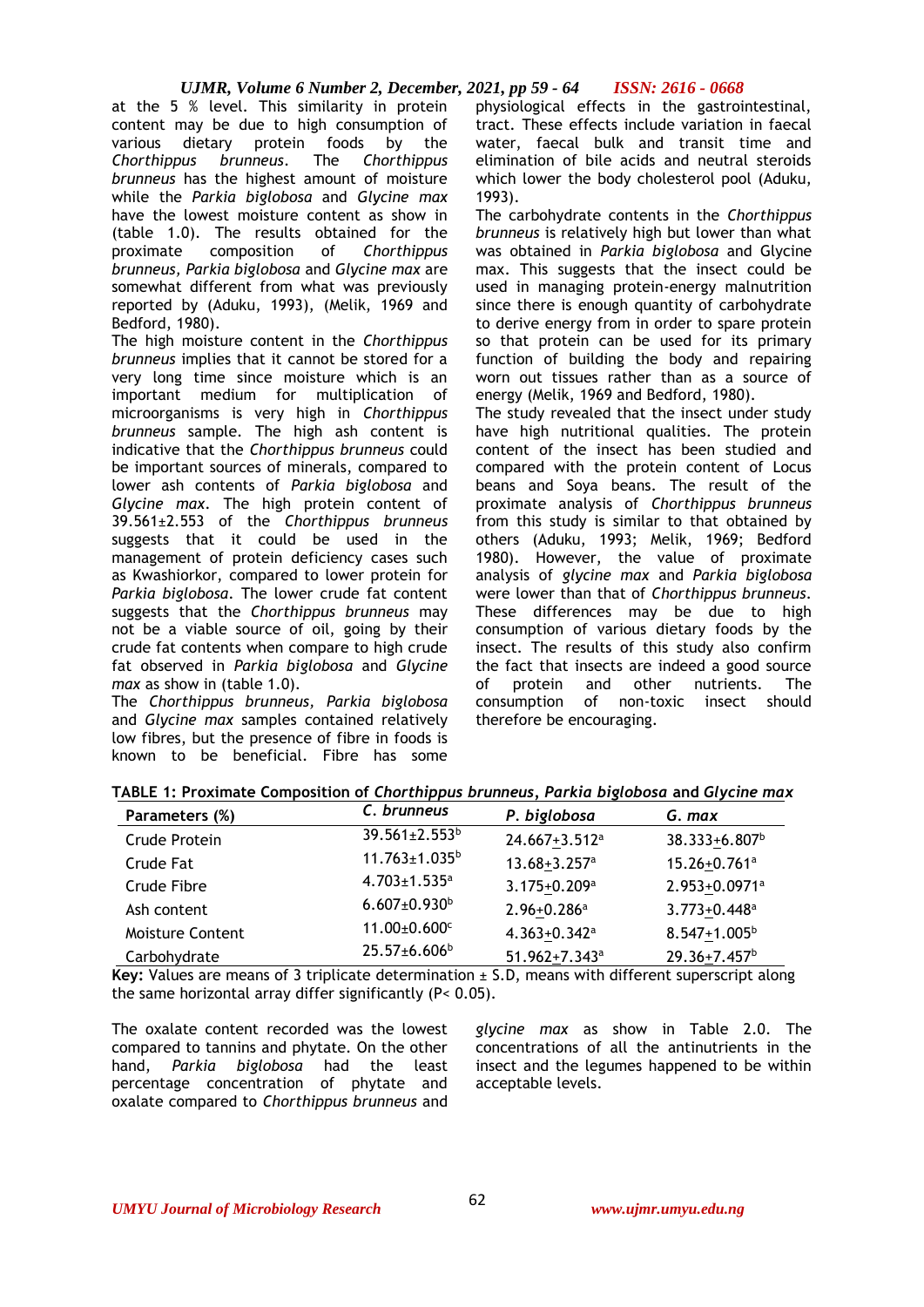at the 5 % level. This similarity in protein content may be due to high consumption of various dietary protein foods by the *Chorthippus brunneus*. The *Chorthippus brunneus* has the highest amount of moisture while the *Parkia biglobosa* and *Glycine max* have the lowest moisture content as show in (table 1.0). The results obtained for the proximate composition of *Chorthippus brunneus, Parkia biglobosa* and *Glycine max* are somewhat different from what was previously reported by (Aduku, 1993), (Melik, 1969 and Bedford, 1980).

The high moisture content in the *Chorthippus brunneus* implies that it cannot be stored for a very long time since moisture which is an important medium for multiplication of microorganisms is very high in *Chorthippus brunneus* sample. The high ash content is indicative that the *Chorthippus brunneus* could be important sources of minerals, compared to lower ash contents of *Parkia biglobosa* and *Glycine max*. The high protein content of 39.561±2.553 of the *Chorthippus brunneus* suggests that it could be used in the management of protein deficiency cases such as Kwashiorkor, compared to lower protein for *Parkia biglobosa*. The lower crude fat content suggests that the *Chorthippus brunneus* may not be a viable source of oil, going by their crude fat contents when compare to high crude fat observed in *Parkia biglobosa* and *Glycine max* as show in (table 1.0).

The *Chorthippus brunneus, Parkia biglobosa* and *Glycine max* samples contained relatively low fibres, but the presence of fibre in foods is known to be beneficial. Fibre has some physiological effects in the gastrointestinal, tract. These effects include variation in faecal water, faecal bulk and transit time and elimination of bile acids and neutral steroids which lower the body cholesterol pool (Aduku, 1993).

The carbohydrate contents in the *Chorthippus brunneus* is relatively high but lower than what was obtained in *Parkia biglobosa* and Glycine max. This suggests that the insect could be used in managing protein-energy malnutrition since there is enough quantity of carbohydrate to derive energy from in order to spare protein so that protein can be used for its primary function of building the body and repairing worn out tissues rather than as a source of energy (Melik, 1969 and Bedford, 1980).

The study revealed that the insect under study have high nutritional qualities. The protein content of the insect has been studied and compared with the protein content of Locus beans and Soya beans. The result of the proximate analysis of *Chorthippus brunneus* from this study is similar to that obtained by others (Aduku, 1993; Melik, 1969; Bedford 1980). However, the value of proximate analysis of *glycine max* and *Parkia biglobosa* were lower than that of *Chorthippus brunneus*. These differences may be due to high consumption of various dietary foods by the insect. The results of this study also confirm the fact that insects are indeed a good source of protein and other nutrients. The consumption of non-toxic insect should therefore be encouraging.

**TABLE 1: Proximate Composition of *Chorthippus brunneus*, *Parkia biglobosa* and *Glycine max***

| Parameters (%) | *C. brunneus* | *P. biglobosa* | *G. max* |
|---|---|---|---|
| Crude Protein | $39.561 \pm 2.553^{b}$ | $24.667 \pm 3.512^{a}$ | $38.333 \pm 6.807^{b}$ |
| Crude Fat | $11.763 \pm 1.035^{b}$ | $13.68 \pm 3.257^{a}$ | $15.26 \pm 0.761^{a}$ |
| Crude Fibre | $4.703 \pm 1.535^{a}$ | $3.175 \pm 0.209^{a}$ | $2.953 \pm 0.0971^{a}$ |
| Ash content | $6.607 \pm 0.930^{b}$ | $2.96 \pm 0.286^{a}$ | $3.773 \pm 0.448^{a}$ |
| Moisture Content | $11.00 \pm 0.600^{c}$ | $4.363 \pm 0.342^{a}$ | $8.547 \pm 1.005^{b}$ |
| Carbohydrate | $25.57 \pm 6.606^{b}$ | $51.962 \pm 7.343^{a}$ | $29.36 \pm 7.457^{b}$ |

**Key:** Values are means of 3 triplicate determination ± S.D, means with different superscript along the same horizontal array differ significantly ($P < 0.05$).

The oxalate content recorded was the lowest compared to tannins and phytate. On the other hand, *Parkia biglobosa* had the least percentage concentration of phytate and oxalate compared to *Chorthippus brunneus* and *glycine max* as show in Table 2.0. The concentrations of all the antinutrients in the insect and the legumes happened to be within acceptable levels.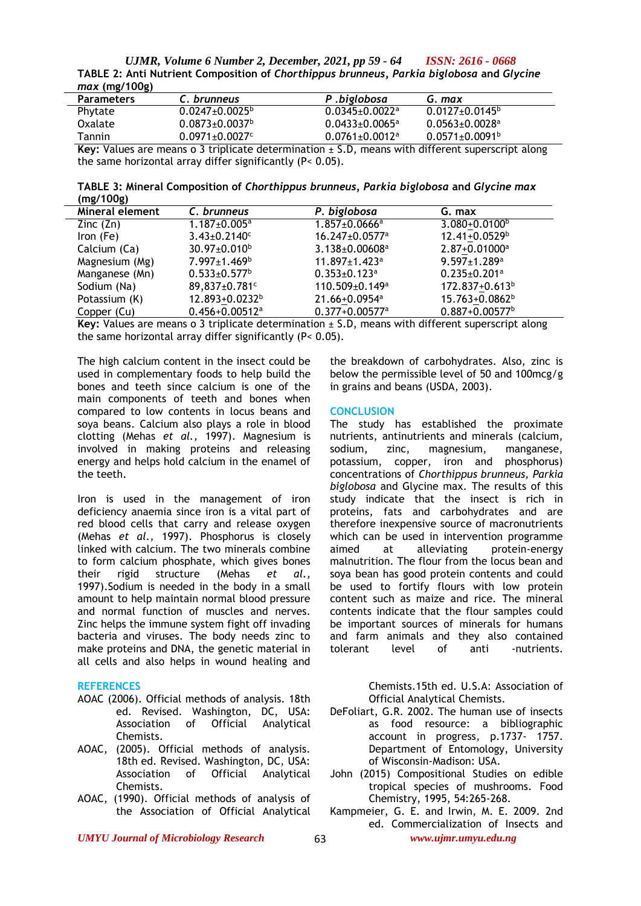**TABLE 2: Anti Nutrient Composition of *Chorthippus brunneus*, *Parkia biglobosa* and *Glycine max* (mg/100g)**

| Parameters | *C. brunneus* | *P .biglobosa* | *G. max* |
|---|---|---|---|
| Phytate | $0.0247\pm0.0025^{b}$ | $0.0345\pm0.0022^{a}$ | $0.0127\pm0.0145^{b}$ |
| Oxalate | $0.0873\pm0.0037^{b}$ | $0.0433\pm0.0065^{a}$ | $0.0563\pm0.0028^{a}$ |
| Tannin | $0.0971\pm0.0027^{c}$ | $0.0761\pm0.0012^{a}$ | $0.0571\pm0.0091^{b}$ |

**Key:** Values are means o 3 triplicate determination ± S.D, means with different superscript along the same horizontal array differ significantly (P< 0.05).

**TABLE 3: Mineral Composition of *Chorthippus brunneus*, *Parkia biglobosa* and *Glycine max* (mg/100g)**

| Mineral element | *C. brunneus* | *P. biglobosa* | *G. max* |
|---|---|---|---|
| Zinc (Zn) | $1.187\pm0.005^{a}$ | $1.857\pm0.0666^{a}$ | $3.080\pm0.0100^{b}$ |
| Iron (Fe) | $3.43\pm0.2140^{c}$ | $16.247\pm0.0577^{a}$ | $12.41\pm0.0529^{b}$ |
| Calcium (Ca) | $30.97\pm0.010^{b}$ | $3.138\pm0.00608^{a}$ | $2.87\pm0.01000^{a}$ |
| Magnesium (Mg) | $7.997\pm1.469^{b}$ | $11.897\pm1.423^{a}$ | $9.597\pm1.289^{a}$ |
| Manganese (Mn) | $0.533\pm0.577^{b}$ | $0.353\pm0.123^{a}$ | $0.235\pm0.201^{a}$ |
| Sodium (Na) | $89{,}837\pm0.781^{c}$ | $110.509\pm0.149^{a}$ | $172.837\pm0.613^{b}$ |
| Potassium (K) | $12.893\pm0.0232^{b}$ | $21.66\pm0.0954^{a}$ | $15.763\pm0.0862^{b}$ |
| Copper (Cu) | $0.456\pm0.00512^{a}$ | $0.377\pm0.00577^{a}$ | $0.887\pm0.00577^{b}$ |

**Key:** Values are means o 3 triplicate determination ± S.D, means with different superscript along the same horizontal array differ significantly (P< 0.05).

The high calcium content in the insect could be used in complementary foods to help build the bones and teeth since calcium is one of the main components of teeth and bones when compared to low contents in locus beans and soya beans. Calcium also plays a role in blood clotting (Mehas *et al.,* 1997). Magnesium is involved in making proteins and releasing energy and helps hold calcium in the enamel of the teeth.

Iron is used in the management of iron deficiency anaemia since iron is a vital part of red blood cells that carry and release oxygen (Mehas *et al.,* 1997). Phosphorus is closely linked with calcium. The two minerals combine to form calcium phosphate, which gives bones their rigid structure (Mehas *et al.,* 1997).Sodium is needed in the body in a small amount to help maintain normal blood pressure and normal function of muscles and nerves. Zinc helps the immune system fight off invading bacteria and viruses. The body needs zinc to make proteins and DNA, the genetic material in all cells and also helps in wound healing and the breakdown of carbohydrates. Also, zinc is below the permissible level of 50 and 100mcg/g in grains and beans (USDA, 2003).

## CONCLUSION

The study has established the proximate nutrients, antinutrients and minerals (calcium, sodium, zinc, magnesium, manganese, potassium, copper, iron and phosphorus) concentrations of *Chorthippus brunneus, Parkia biglobosa* and Glycine max. The results of this study indicate that the insect is rich in proteins, fats and carbohydrates and are therefore inexpensive source of macronutrients which can be used in intervention programme aimed at alleviating protein-energy malnutrition. The flour from the locus bean and soya bean has good protein contents and could be used to fortify flours with low protein content such as maize and rice. The mineral contents indicate that the flour samples could be important sources of minerals for humans and farm animals and they also contained tolerant level of anti -nutrients.

## REFERENCES

AOAC (2006). Official methods of analysis. 18th ed. Revised. Washington, DC, USA: Association of Official Analytical Chemists.

AOAC, (2005). Official methods of analysis. 18th ed. Revised. Washington, DC, USA: Association of Official Analytical Chemists.

AOAC, (1990). Official methods of analysis of the Association of Official Analytical Chemists.15th ed. U.S.A: Association of Official Analytical Chemists.

DeFoliart, G.R. 2002. The human use of insects as food resource: a bibliographic account in progress, p.1737- 1757. Department of Entomology, University of Wisconsin-Madison: USA.

John (2015) Compositional Studies on edible tropical species of mushrooms. Food Chemistry, 1995, 54:265-268.

Kampmeier, G. E. and Irwin, M. E. 2009. 2nd ed. Commercialization of Insects and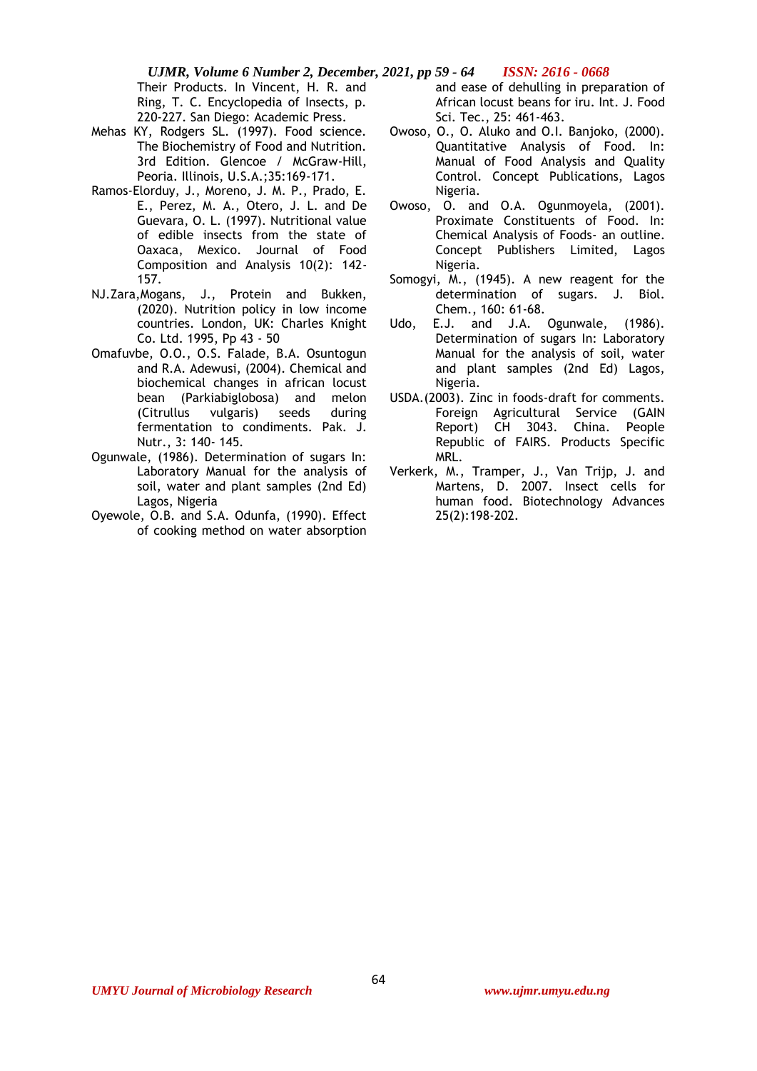Their Products. In Vincent, H. R. and Ring, T. C. Encyclopedia of Insects, p. 220-227. San Diego: Academic Press.

Mehas KY, Rodgers SL. (1997). Food science. The Biochemistry of Food and Nutrition. 3rd Edition. Glencoe / McGraw-Hill, Peoria. Illinois, U.S.A.;35:169-171.

Ramos-Elorduy, J., Moreno, J. M. P., Prado, E. E., Perez, M. A., Otero, J. L. and De Guevara, O. L. (1997). Nutritional value of edible insects from the state of Oaxaca, Mexico. Journal of Food Composition and Analysis 10(2): 142-157.

NJ.Zara,Mogans, J., Protein and Bukken, (2020). Nutrition policy in low income countries. London, UK: Charles Knight Co. Ltd. 1995, Pp 43 - 50

Omafuvbe, O.O., O.S. Falade, B.A. Osuntogun and R.A. Adewusi, (2004). Chemical and biochemical changes in african locust bean (Parkiabiglobosa) and melon (Citrullus vulgaris) seeds during fermentation to condiments. Pak. J. Nutr., 3: 140- 145.

Ogunwale, (1986). Determination of sugars In: Laboratory Manual for the analysis of soil, water and plant samples (2nd Ed) Lagos, Nigeria

Oyewole, O.B. and S.A. Odunfa, (1990). Effect of cooking method on water absorption and ease of dehulling in preparation of African locust beans for iru. Int. J. Food Sci. Tec., 25: 461-463.

Owoso, O., O. Aluko and O.I. Banjoko, (2000). Quantitative Analysis of Food. In: Manual of Food Analysis and Quality Control. Concept Publications, Lagos Nigeria.

Owoso, O. and O.A. Ogunmoyela, (2001). Proximate Constituents of Food. In: Chemical Analysis of Foods- an outline. Concept Publishers Limited, Lagos Nigeria.

Somogyi, M., (1945). A new reagent for the determination of sugars. J. Biol. Chem., 160: 61-68.

Udo, E.J. and J.A. Ogunwale, (1986). Determination of sugars In: Laboratory Manual for the analysis of soil, water and plant samples (2nd Ed) Lagos, Nigeria.

USDA.(2003). Zinc in foods-draft for comments. Foreign Agricultural Service (GAIN Report) CH 3043. China. People Republic of FAIRS. Products Specific MRL.

Verkerk, M., Tramper, J., Van Trijp, J. and Martens, D. 2007. Insect cells for human food. Biotechnology Advances 25(2):198-202.